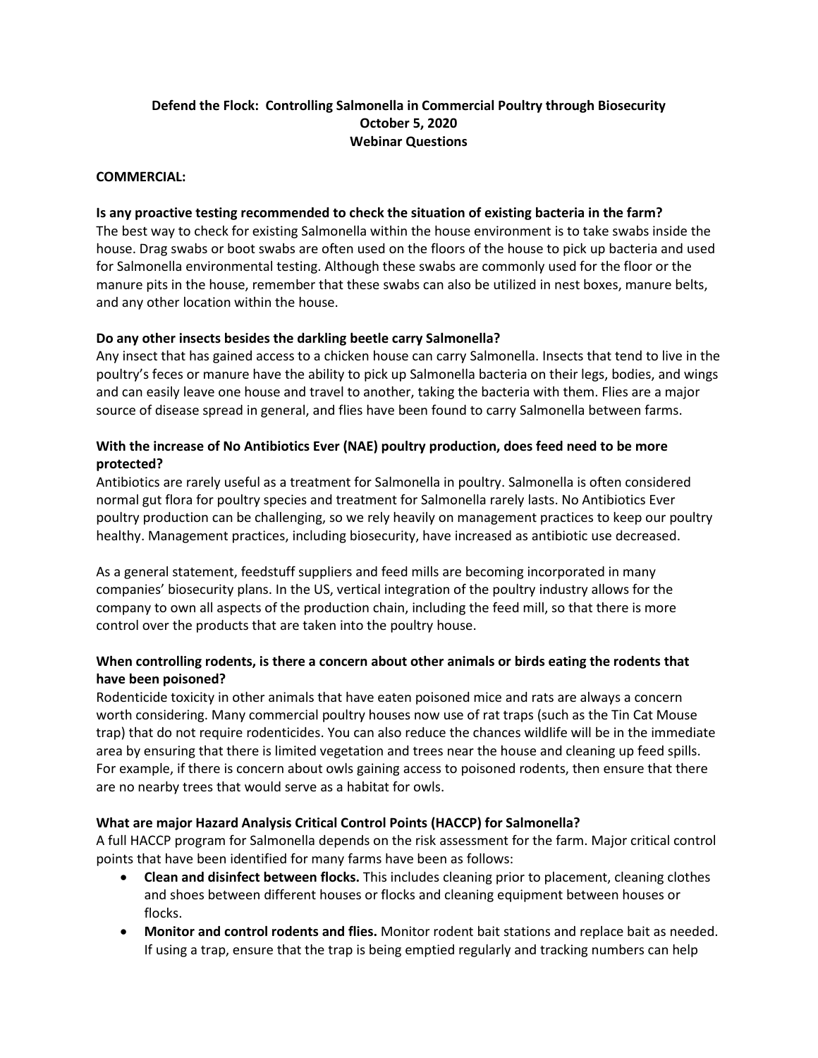# Defend the Flock: Controlling Salmonella in Commercial Poultry through Biosecurity
## October 5, 2020
## Webinar Questions

**COMMERCIAL:**

**Is any proactive testing recommended to check the situation of existing bacteria in the farm?**

The best way to check for existing Salmonella within the house environment is to take swabs inside the house. Drag swabs or boot swabs are often used on the floors of the house to pick up bacteria and used for Salmonella environmental testing. Although these swabs are commonly used for the floor or the manure pits in the house, remember that these swabs can also be utilized in nest boxes, manure belts, and any other location within the house.

**Do any other insects besides the darkling beetle carry Salmonella?**

Any insect that has gained access to a chicken house can carry Salmonella. Insects that tend to live in the poultry's feces or manure have the ability to pick up Salmonella bacteria on their legs, bodies, and wings and can easily leave one house and travel to another, taking the bacteria with them. Flies are a major source of disease spread in general, and flies have been found to carry Salmonella between farms.

**With the increase of No Antibiotics Ever (NAE) poultry production, does feed need to be more protected?**

Antibiotics are rarely useful as a treatment for Salmonella in poultry. Salmonella is often considered normal gut flora for poultry species and treatment for Salmonella rarely lasts. No Antibiotics Ever poultry production can be challenging, so we rely heavily on management practices to keep our poultry healthy. Management practices, including biosecurity, have increased as antibiotic use decreased.

As a general statement, feedstuff suppliers and feed mills are becoming incorporated in many companies' biosecurity plans. In the US, vertical integration of the poultry industry allows for the company to own all aspects of the production chain, including the feed mill, so that there is more control over the products that are taken into the poultry house.

**When controlling rodents, is there a concern about other animals or birds eating the rodents that have been poisoned?**

Rodenticide toxicity in other animals that have eaten poisoned mice and rats are always a concern worth considering. Many commercial poultry houses now use of rat traps (such as the Tin Cat Mouse trap) that do not require rodenticides. You can also reduce the chances wildlife will be in the immediate area by ensuring that there is limited vegetation and trees near the house and cleaning up feed spills. For example, if there is concern about owls gaining access to poisoned rodents, then ensure that there are no nearby trees that would serve as a habitat for owls.

**What are major Hazard Analysis Critical Control Points (HACCP) for Salmonella?**

A full HACCP program for Salmonella depends on the risk assessment for the farm. Major critical control points that have been identified for many farms have been as follows:

- **Clean and disinfect between flocks.** This includes cleaning prior to placement, cleaning clothes and shoes between different houses or flocks and cleaning equipment between houses or flocks.
- **Monitor and control rodents and flies.** Monitor rodent bait stations and replace bait as needed. If using a trap, ensure that the trap is being emptied regularly and tracking numbers can help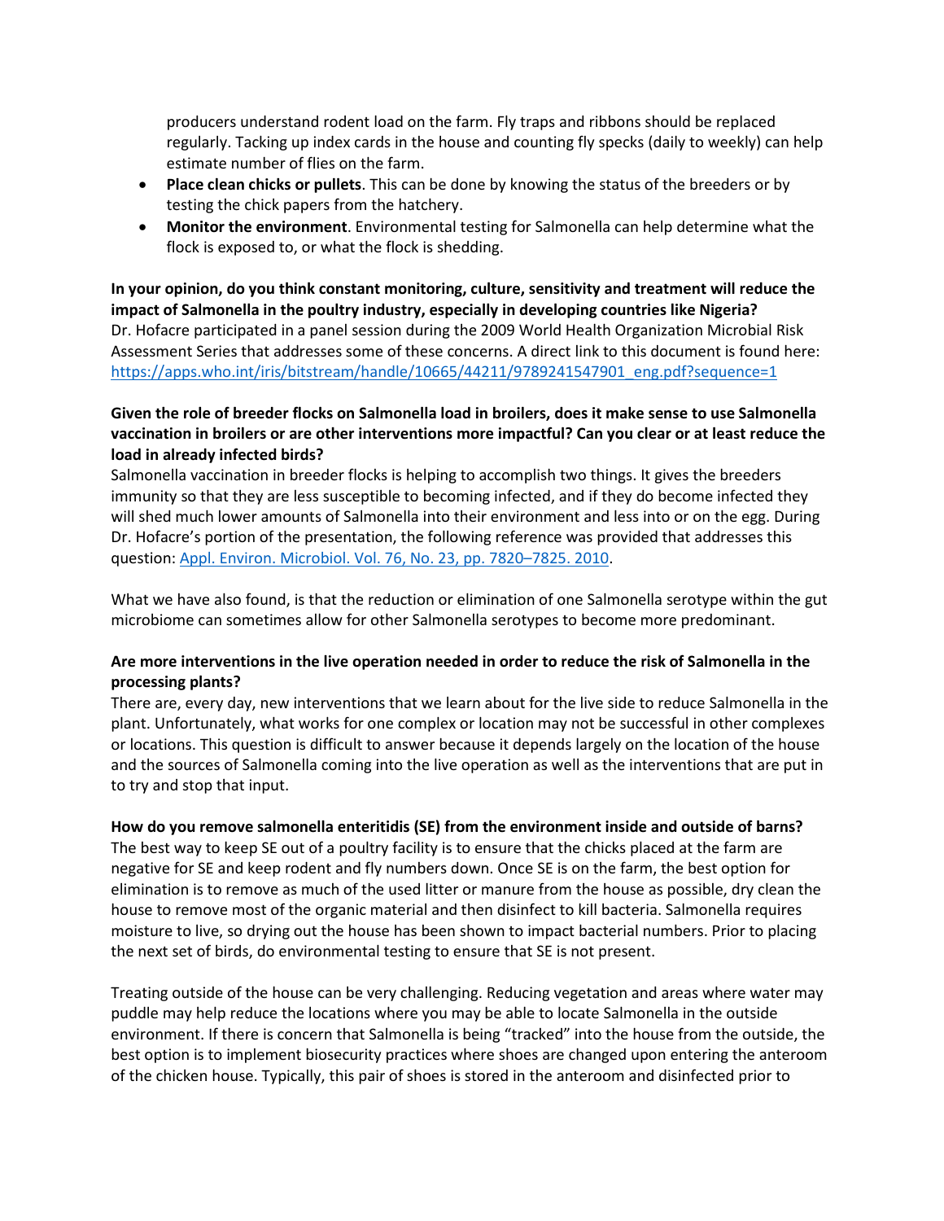producers understand rodent load on the farm. Fly traps and ribbons should be replaced regularly. Tacking up index cards in the house and counting fly specks (daily to weekly) can help estimate number of flies on the farm.

- **Place clean chicks or pullets**. This can be done by knowing the status of the breeders or by testing the chick papers from the hatchery.
- **Monitor the environment**. Environmental testing for Salmonella can help determine what the flock is exposed to, or what the flock is shedding.

**In your opinion, do you think constant monitoring, culture, sensitivity and treatment will reduce the impact of Salmonella in the poultry industry, especially in developing countries like Nigeria?**
Dr. Hofacre participated in a panel session during the 2009 World Health Organization Microbial Risk Assessment Series that addresses some of these concerns. A direct link to this document is found here: [https://apps.who.int/iris/bitstream/handle/10665/44211/9789241547901_eng.pdf?sequence=1](https://apps.who.int/iris/bitstream/handle/10665/44211/9789241547901_eng.pdf?sequence=1)

**Given the role of breeder flocks on Salmonella load in broilers, does it make sense to use Salmonella vaccination in broilers or are other interventions more impactful? Can you clear or at least reduce the load in already infected birds?**
Salmonella vaccination in breeder flocks is helping to accomplish two things. It gives the breeders immunity so that they are less susceptible to becoming infected, and if they do become infected they will shed much lower amounts of Salmonella into their environment and less into or on the egg. During Dr. Hofacre's portion of the presentation, the following reference was provided that addresses this question: [Appl. Environ. Microbiol. Vol. 76, No. 23, pp. 7820–7825. 2010](#).

What we have also found, is that the reduction or elimination of one Salmonella serotype within the gut microbiome can sometimes allow for other Salmonella serotypes to become more predominant.

**Are more interventions in the live operation needed in order to reduce the risk of Salmonella in the processing plants?**
There are, every day, new interventions that we learn about for the live side to reduce Salmonella in the plant. Unfortunately, what works for one complex or location may not be successful in other complexes or locations. This question is difficult to answer because it depends largely on the location of the house and the sources of Salmonella coming into the live operation as well as the interventions that are put in to try and stop that input.

**How do you remove salmonella enteritidis (SE) from the environment inside and outside of barns?**
The best way to keep SE out of a poultry facility is to ensure that the chicks placed at the farm are negative for SE and keep rodent and fly numbers down. Once SE is on the farm, the best option for elimination is to remove as much of the used litter or manure from the house as possible, dry clean the house to remove most of the organic material and then disinfect to kill bacteria. Salmonella requires moisture to live, so drying out the house has been shown to impact bacterial numbers. Prior to placing the next set of birds, do environmental testing to ensure that SE is not present.

Treating outside of the house can be very challenging. Reducing vegetation and areas where water may puddle may help reduce the locations where you may be able to locate Salmonella in the outside environment. If there is concern that Salmonella is being "tracked" into the house from the outside, the best option is to implement biosecurity practices where shoes are changed upon entering the anteroom of the chicken house. Typically, this pair of shoes is stored in the anteroom and disinfected prior to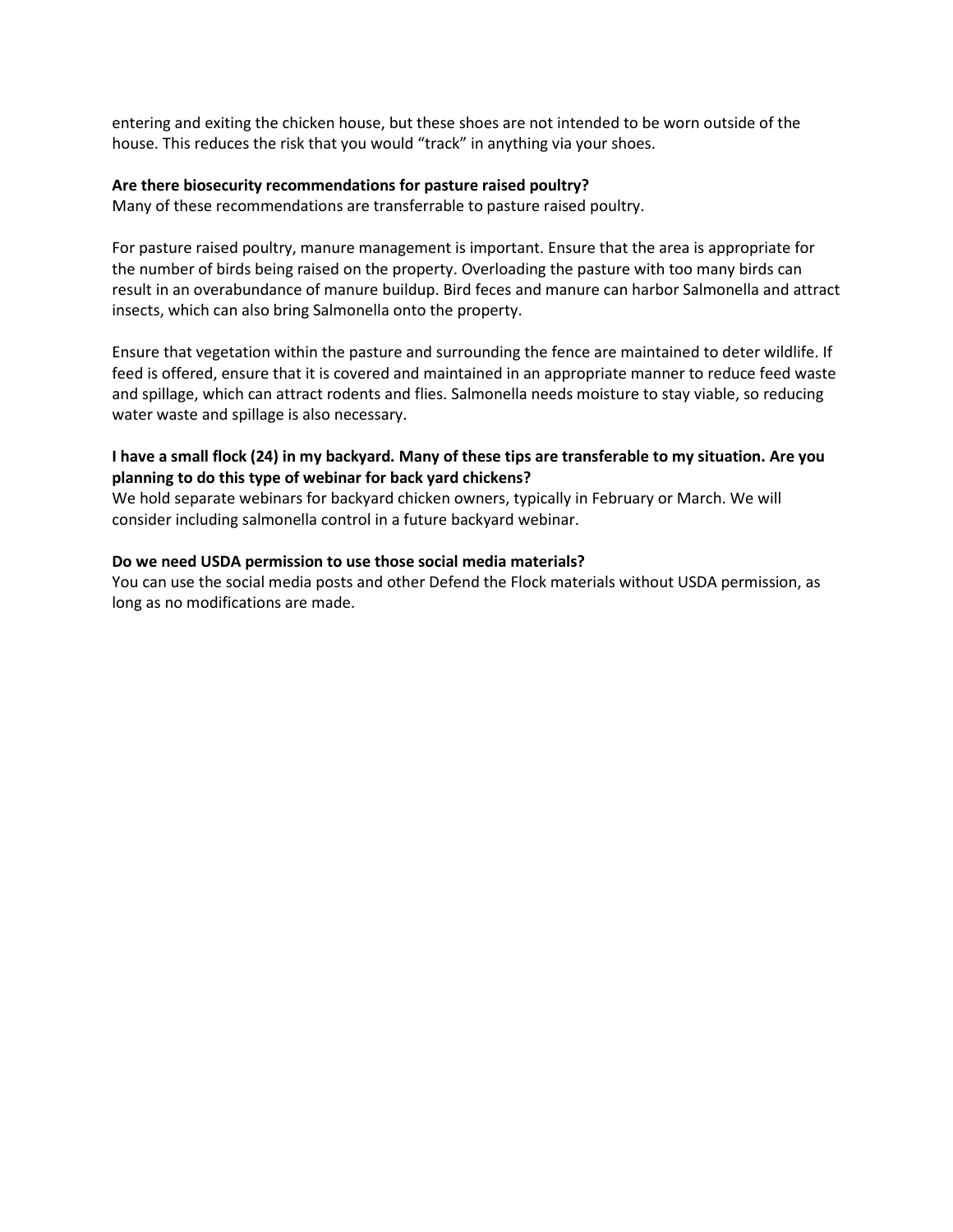entering and exiting the chicken house, but these shoes are not intended to be worn outside of the house. This reduces the risk that you would "track" in anything via your shoes.

**Are there biosecurity recommendations for pasture raised poultry?**
Many of these recommendations are transferrable to pasture raised poultry.

For pasture raised poultry, manure management is important. Ensure that the area is appropriate for the number of birds being raised on the property. Overloading the pasture with too many birds can result in an overabundance of manure buildup. Bird feces and manure can harbor Salmonella and attract insects, which can also bring Salmonella onto the property.

Ensure that vegetation within the pasture and surrounding the fence are maintained to deter wildlife. If feed is offered, ensure that it is covered and maintained in an appropriate manner to reduce feed waste and spillage, which can attract rodents and flies. Salmonella needs moisture to stay viable, so reducing water waste and spillage is also necessary.

**I have a small flock (24) in my backyard. Many of these tips are transferable to my situation. Are you planning to do this type of webinar for back yard chickens?**
We hold separate webinars for backyard chicken owners, typically in February or March. We will consider including salmonella control in a future backyard webinar.

**Do we need USDA permission to use those social media materials?**
You can use the social media posts and other Defend the Flock materials without USDA permission, as long as no modifications are made.